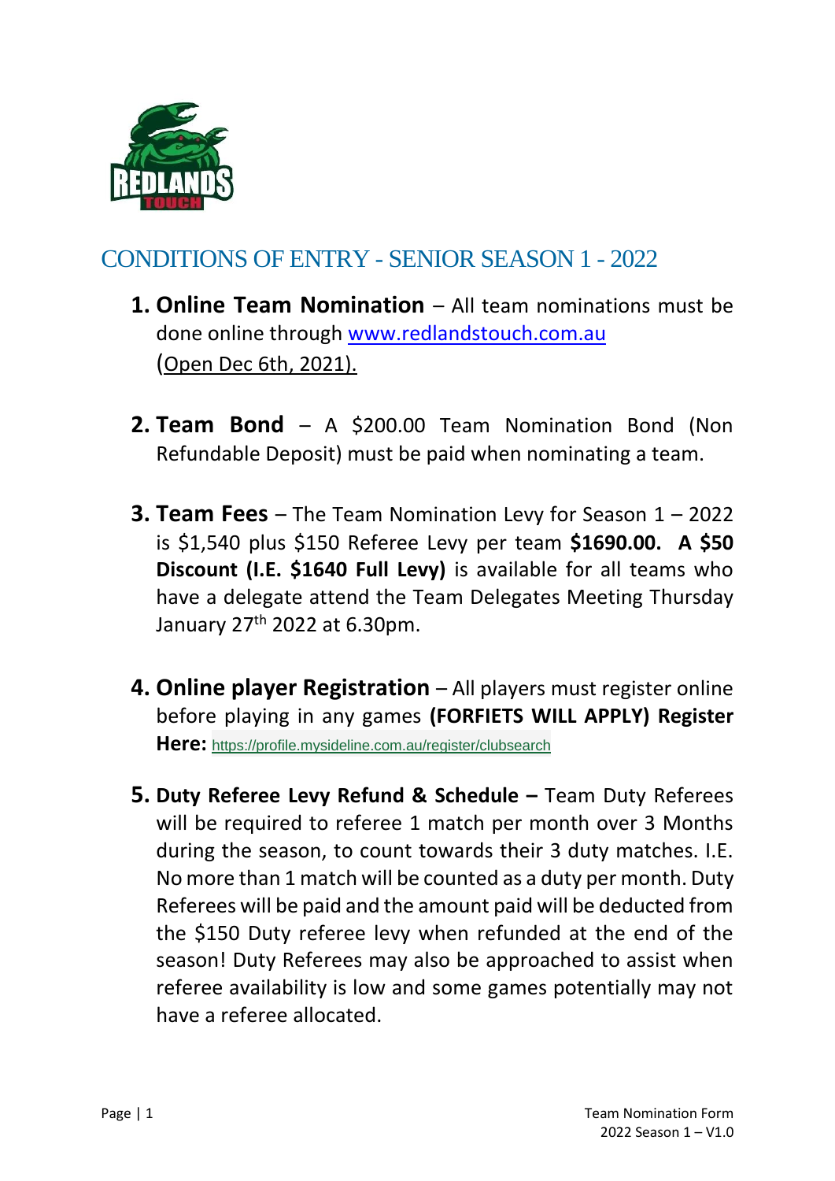# CONDITIONS OF ENTRY - SENIOR SEASON 1 - 2022

1. **Online Team Nomination** – All team nominations must be done online through [www.redlandstouch.com.au](http://www.redlandstouch.com.au) (Open Dec 6th, 2021).

2. **Team Bond** – A $200.00 Team Nomination Bond (Non Refundable Deposit) must be paid when nominating a team.

3. **Team Fees** – The Team Nomination Levy for Season 1 – 2022 is $1,540 plus $150 Referee Levy per team **$1690.00. A $50 Discount (I.E. $1640 Full Levy)** is available for all teams who have a delegate attend the Team Delegates Meeting Thursday January 27th 2022 at 6.30pm.

4. **Online player Registration** – All players must register online before playing in any games **(FORFIETS WILL APPLY) Register Here:** [https://profile.mysideline.com.au/register/clubsearch](https://profile.mysideline.com.au/register/clubsearch)

5. **Duty Referee Levy Refund & Schedule –** Team Duty Referees will be required to referee 1 match per month over 3 Months during the season, to count towards their 3 duty matches. I.E. No more than 1 match will be counted as a duty per month. Duty Referees will be paid and the amount paid will be deducted from the $150 Duty referee levy when refunded at the end of the season! Duty Referees may also be approached to assist when referee availability is low and some games potentially may not have a referee allocated.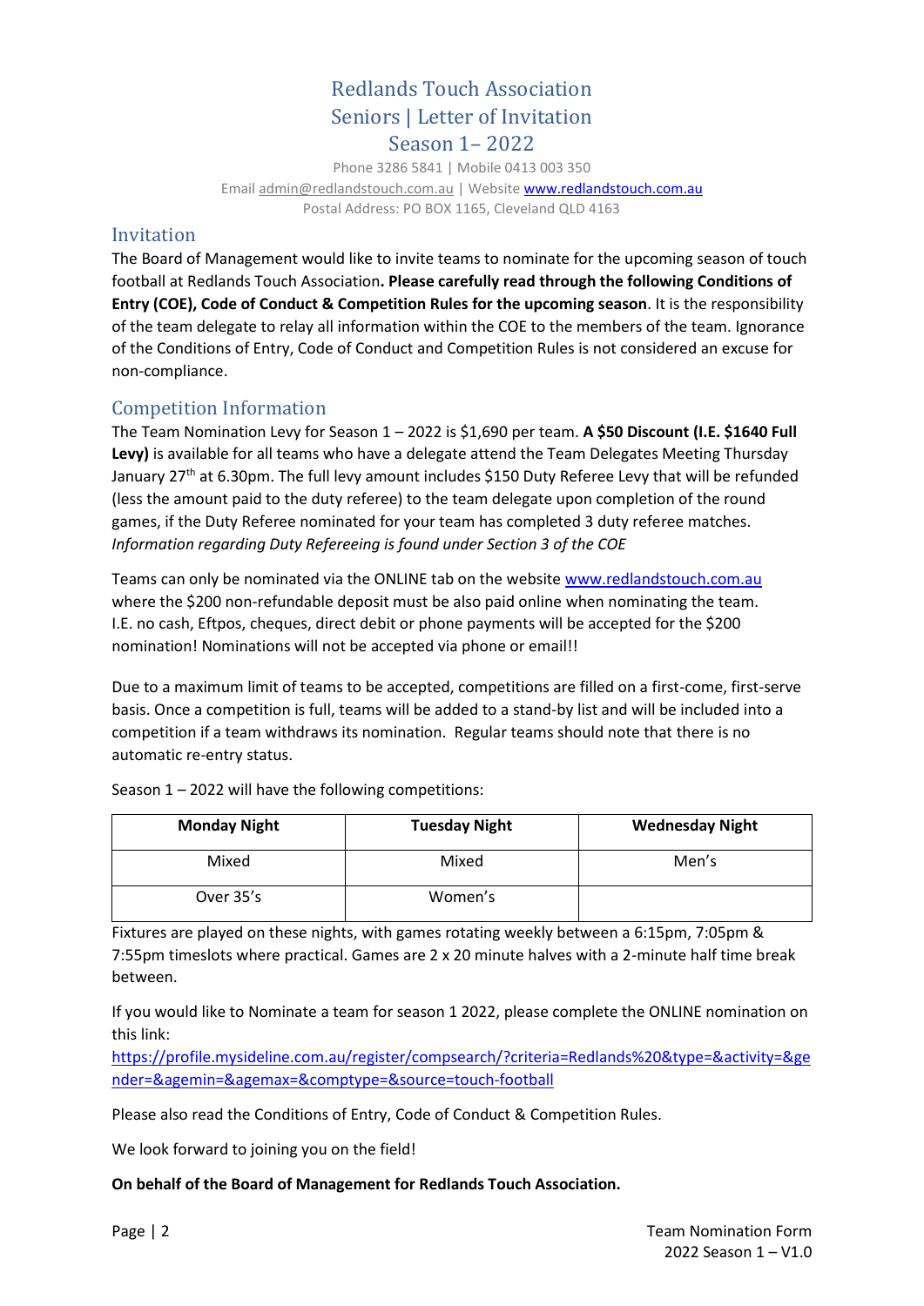# Redlands Touch Association
# Seniors | Letter of Invitation
# Season 1– 2022

Phone 3286 5841 | Mobile 0413 003 350
Email admin@redlandstouch.com.au | Website www.redlandstouch.com.au
Postal Address: PO BOX 1165, Cleveland QLD 4163

## Invitation

The Board of Management would like to invite teams to nominate for the upcoming season of touch football at Redlands Touch Association**. Please carefully read through the following Conditions of Entry (COE), Code of Conduct & Competition Rules for the upcoming season**. It is the responsibility of the team delegate to relay all information within the COE to the members of the team. Ignorance of the Conditions of Entry, Code of Conduct and Competition Rules is not considered an excuse for non-compliance.

## Competition Information

The Team Nomination Levy for Season 1 – 2022 is $1,690 per team. **A $50 Discount (I.E. $1640 Full Levy)** is available for all teams who have a delegate attend the Team Delegates Meeting Thursday January 27th at 6.30pm. The full levy amount includes $150 Duty Referee Levy that will be refunded (less the amount paid to the duty referee) to the team delegate upon completion of the round games, if the Duty Referee nominated for your team has completed 3 duty referee matches. *Information regarding Duty Refereeing is found under Section 3 of the COE*

Teams can only be nominated via the ONLINE tab on the website www.redlandstouch.com.au where the $200 non-refundable deposit must be also paid online when nominating the team. I.E. no cash, Eftpos, cheques, direct debit or phone payments will be accepted for the $200 nomination! Nominations will not be accepted via phone or email!!

Due to a maximum limit of teams to be accepted, competitions are filled on a first-come, first-serve basis. Once a competition is full, teams will be added to a stand-by list and will be included into a competition if a team withdraws its nomination. Regular teams should note that there is no automatic re-entry status.

Season 1 – 2022 will have the following competitions:

| Monday Night | Tuesday Night | Wednesday Night |
|---|---|---|
| Mixed | Mixed | Men's |
| Over 35's | Women's | |

Fixtures are played on these nights, with games rotating weekly between a 6:15pm, 7:05pm & 7:55pm timeslots where practical. Games are 2 x 20 minute halves with a 2-minute half time break between.

If you would like to Nominate a team for season 1 2022, please complete the ONLINE nomination on this link:
https://profile.mysideline.com.au/register/compsearch/?criteria=Redlands%20&type=&activity=&gender=&agemin=&agemax=&comptype=&source=touch-football

Please also read the Conditions of Entry, Code of Conduct & Competition Rules.

We look forward to joining you on the field!

**On behalf of the Board of Management for Redlands Touch Association.**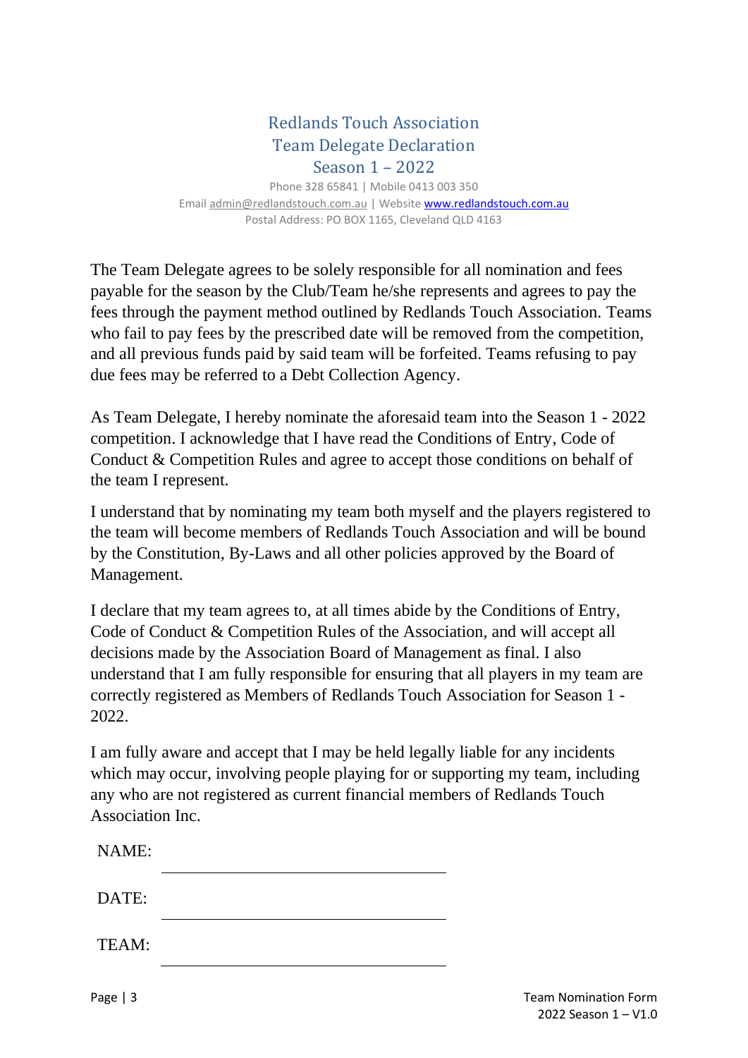# Redlands Touch Association
## Team Delegate Declaration
## Season 1 – 2022

Phone 328 65841 | Mobile 0413 003 350
Email admin@redlandstouch.com.au | Website www.redlandstouch.com.au
Postal Address: PO BOX 1165, Cleveland QLD 4163

The Team Delegate agrees to be solely responsible for all nomination and fees payable for the season by the Club/Team he/she represents and agrees to pay the fees through the payment method outlined by Redlands Touch Association. Teams who fail to pay fees by the prescribed date will be removed from the competition, and all previous funds paid by said team will be forfeited. Teams refusing to pay due fees may be referred to a Debt Collection Agency.

As Team Delegate, I hereby nominate the aforesaid team into the Season 1 - 2022 competition. I acknowledge that I have read the Conditions of Entry, Code of Conduct & Competition Rules and agree to accept those conditions on behalf of the team I represent.

I understand that by nominating my team both myself and the players registered to the team will become members of Redlands Touch Association and will be bound by the Constitution, By-Laws and all other policies approved by the Board of Management.

I declare that my team agrees to, at all times abide by the Conditions of Entry, Code of Conduct & Competition Rules of the Association, and will accept all decisions made by the Association Board of Management as final. I also understand that I am fully responsible for ensuring that all players in my team are correctly registered as Members of Redlands Touch Association for Season 1 - 2022.

I am fully aware and accept that I may be held legally liable for any incidents which may occur, involving people playing for or supporting my team, including any who are not registered as current financial members of Redlands Touch Association Inc.

NAME: ______________________________

DATE: ______________________________

TEAM: ______________________________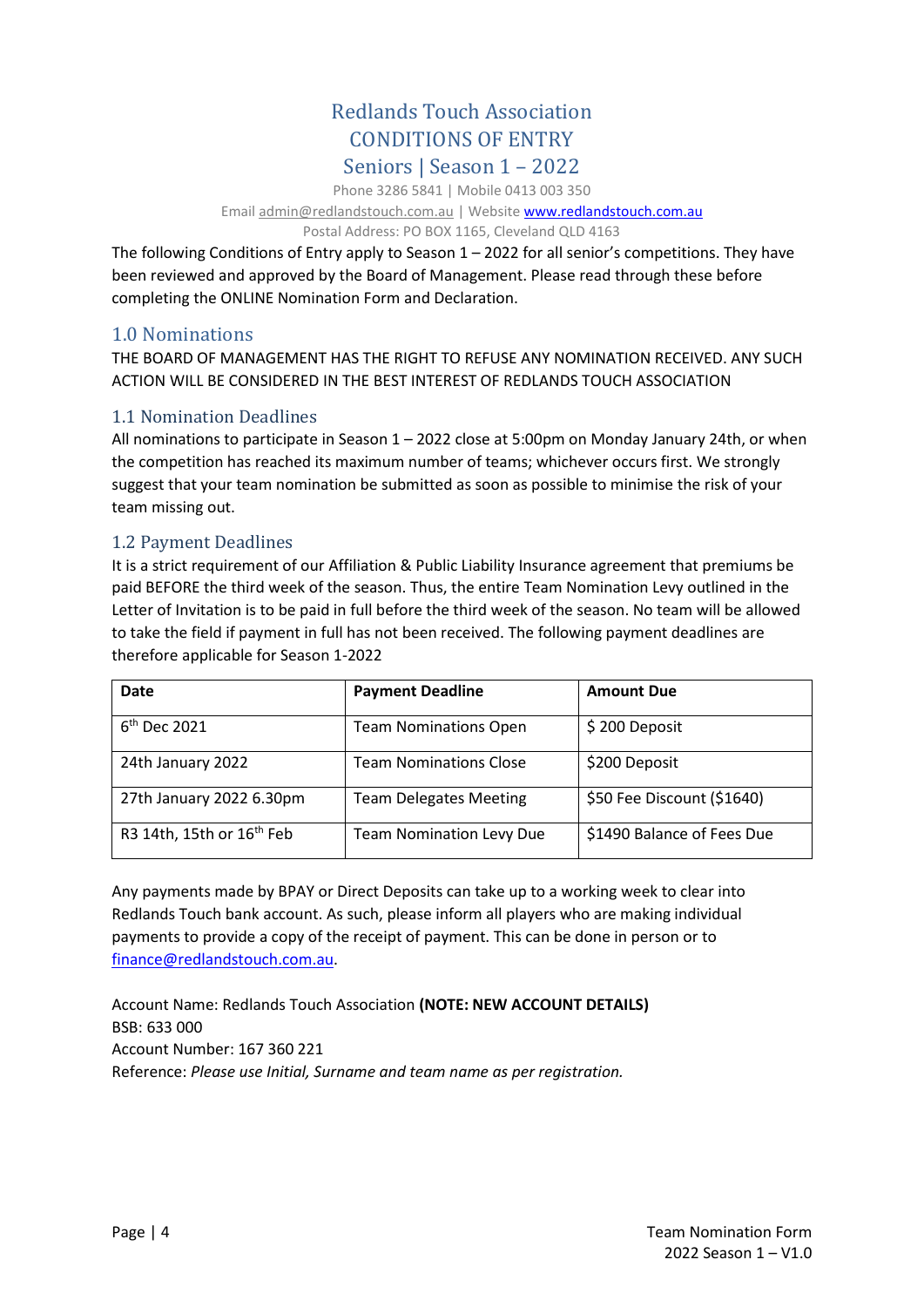# Redlands Touch Association
# CONDITIONS OF ENTRY
# Seniors | Season 1 – 2022

Phone 3286 5841 | Mobile 0413 003 350

Email admin@redlandstouch.com.au | Website www.redlandstouch.com.au

Postal Address: PO BOX 1165, Cleveland QLD 4163

The following Conditions of Entry apply to Season 1 – 2022 for all senior's competitions. They have been reviewed and approved by the Board of Management. Please read through these before completing the ONLINE Nomination Form and Declaration.

## 1.0 Nominations

THE BOARD OF MANAGEMENT HAS THE RIGHT TO REFUSE ANY NOMINATION RECEIVED. ANY SUCH ACTION WILL BE CONSIDERED IN THE BEST INTEREST OF REDLANDS TOUCH ASSOCIATION

### 1.1 Nomination Deadlines

All nominations to participate in Season 1 – 2022 close at 5:00pm on Monday January 24th, or when the competition has reached its maximum number of teams; whichever occurs first. We strongly suggest that your team nomination be submitted as soon as possible to minimise the risk of your team missing out.

### 1.2 Payment Deadlines

It is a strict requirement of our Affiliation & Public Liability Insurance agreement that premiums be paid BEFORE the third week of the season. Thus, the entire Team Nomination Levy outlined in the Letter of Invitation is to be paid in full before the third week of the season. No team will be allowed to take the field if payment in full has not been received. The following payment deadlines are therefore applicable for Season 1-2022

| Date | Payment Deadline | Amount Due |
| --- | --- | --- |
| 6th Dec 2021 | Team Nominations Open | $ 200 Deposit |
| 24th January 2022 | Team Nominations Close | $200 Deposit |
| 27th January 2022 6.30pm | Team Delegates Meeting | $50 Fee Discount ($1640) |
| R3 14th, 15th or 16th Feb | Team Nomination Levy Due | $1490 Balance of Fees Due |

Any payments made by BPAY or Direct Deposits can take up to a working week to clear into Redlands Touch bank account. As such, please inform all players who are making individual payments to provide a copy of the receipt of payment. This can be done in person or to finance@redlandstouch.com.au.

Account Name: Redlands Touch Association **(NOTE: NEW ACCOUNT DETAILS)**
BSB: 633 000
Account Number: 167 360 221
Reference: *Please use Initial, Surname and team name as per registration.*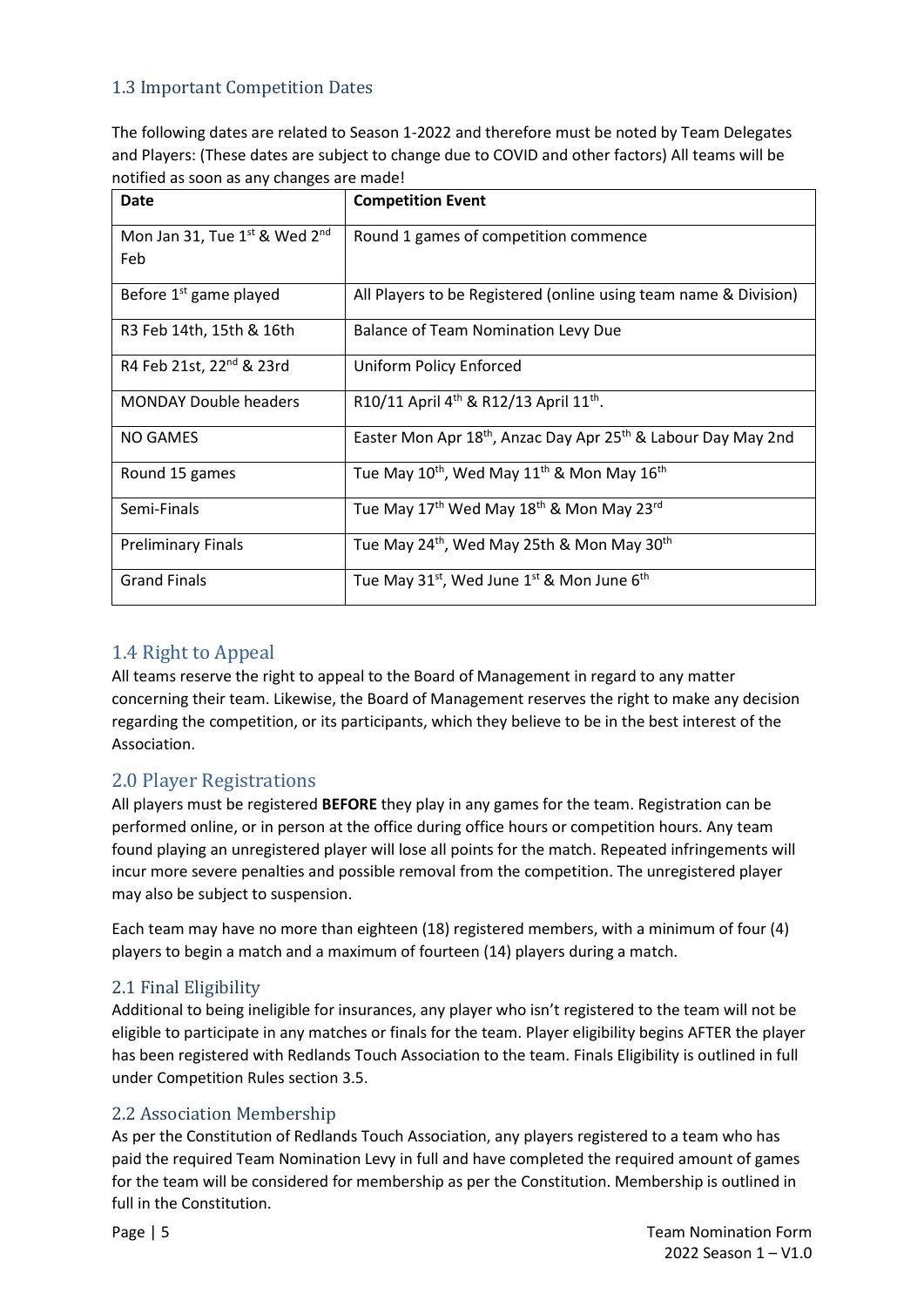### 1.3 Important Competition Dates

The following dates are related to Season 1-2022 and therefore must be noted by Team Delegates and Players: (These dates are subject to change due to COVID and other factors) All teams will be notified as soon as any changes are made!

| Date | Competition Event |
|---|---|
| Mon Jan 31, Tue 1st & Wed 2nd Feb | Round 1 games of competition commence |
| Before 1st game played | All Players to be Registered (online using team name & Division) |
| R3 Feb 14th, 15th & 16th | Balance of Team Nomination Levy Due |
| R4 Feb 21st, 22nd & 23rd | Uniform Policy Enforced |
| MONDAY Double headers | R10/11 April 4th & R12/13 April 11th. |
| NO GAMES | Easter Mon Apr 18th, Anzac Day Apr 25th & Labour Day May 2nd |
| Round 15 games | Tue May 10th, Wed May 11th & Mon May 16th |
| Semi-Finals | Tue May 17th Wed May 18th & Mon May 23rd |
| Preliminary Finals | Tue May 24th, Wed May 25th & Mon May 30th |
| Grand Finals | Tue May 31st, Wed June 1st & Mon June 6th |

### 1.4 Right to Appeal

All teams reserve the right to appeal to the Board of Management in regard to any matter concerning their team. Likewise, the Board of Management reserves the right to make any decision regarding the competition, or its participants, which they believe to be in the best interest of the Association.

## 2.0 Player Registrations

All players must be registered **BEFORE** they play in any games for the team. Registration can be performed online, or in person at the office during office hours or competition hours. Any team found playing an unregistered player will lose all points for the match. Repeated infringements will incur more severe penalties and possible removal from the competition. The unregistered player may also be subject to suspension.

Each team may have no more than eighteen (18) registered members, with a minimum of four (4) players to begin a match and a maximum of fourteen (14) players during a match.

### 2.1 Final Eligibility

Additional to being ineligible for insurances, any player who isn't registered to the team will not be eligible to participate in any matches or finals for the team. Player eligibility begins AFTER the player has been registered with Redlands Touch Association to the team. Finals Eligibility is outlined in full under Competition Rules section 3.5.

### 2.2 Association Membership

As per the Constitution of Redlands Touch Association, any players registered to a team who has paid the required Team Nomination Levy in full and have completed the required amount of games for the team will be considered for membership as per the Constitution. Membership is outlined in full in the Constitution.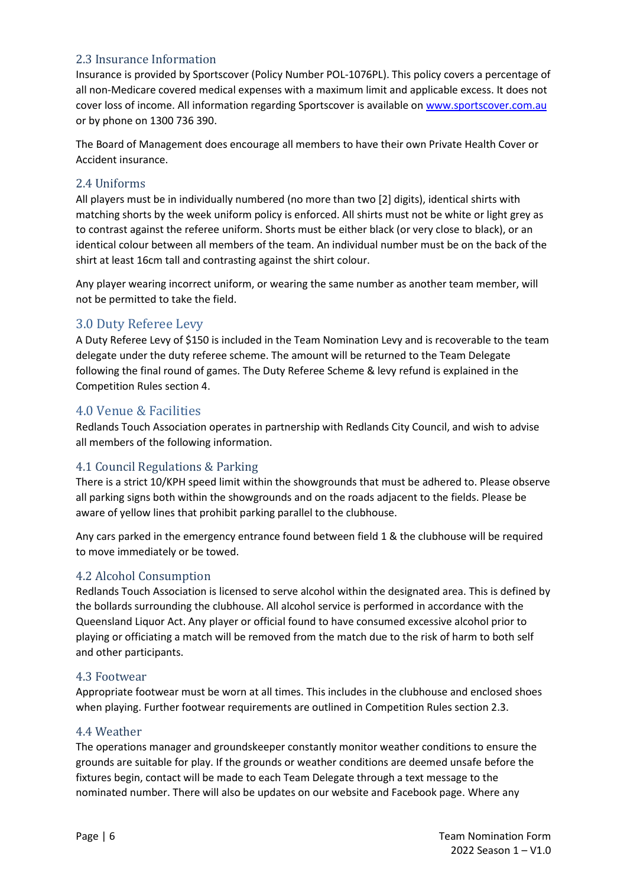## 2.3 Insurance Information

Insurance is provided by Sportscover (Policy Number POL-1076PL). This policy covers a percentage of all non-Medicare covered medical expenses with a maximum limit and applicable excess. It does not cover loss of income. All information regarding Sportscover is available on [www.sportscover.com.au](http://www.sportscover.com.au) or by phone on 1300 736 390.

The Board of Management does encourage all members to have their own Private Health Cover or Accident insurance.

## 2.4 Uniforms

All players must be in individually numbered (no more than two [2] digits), identical shirts with matching shorts by the week uniform policy is enforced. All shirts must not be white or light grey as to contrast against the referee uniform. Shorts must be either black (or very close to black), or an identical colour between all members of the team. An individual number must be on the back of the shirt at least 16cm tall and contrasting against the shirt colour.

Any player wearing incorrect uniform, or wearing the same number as another team member, will not be permitted to take the field.

# 3.0 Duty Referee Levy

A Duty Referee Levy of $150 is included in the Team Nomination Levy and is recoverable to the team delegate under the duty referee scheme. The amount will be returned to the Team Delegate following the final round of games. The Duty Referee Scheme & levy refund is explained in the Competition Rules section 4.

# 4.0 Venue & Facilities

Redlands Touch Association operates in partnership with Redlands City Council, and wish to advise all members of the following information.

## 4.1 Council Regulations & Parking

There is a strict 10/KPH speed limit within the showgrounds that must be adhered to. Please observe all parking signs both within the showgrounds and on the roads adjacent to the fields. Please be aware of yellow lines that prohibit parking parallel to the clubhouse.

Any cars parked in the emergency entrance found between field 1 & the clubhouse will be required to move immediately or be towed.

## 4.2 Alcohol Consumption

Redlands Touch Association is licensed to serve alcohol within the designated area. This is defined by the bollards surrounding the clubhouse. All alcohol service is performed in accordance with the Queensland Liquor Act. Any player or official found to have consumed excessive alcohol prior to playing or officiating a match will be removed from the match due to the risk of harm to both self and other participants.

## 4.3 Footwear

Appropriate footwear must be worn at all times. This includes in the clubhouse and enclosed shoes when playing. Further footwear requirements are outlined in Competition Rules section 2.3.

## 4.4 Weather

The operations manager and groundskeeper constantly monitor weather conditions to ensure the grounds are suitable for play. If the grounds or weather conditions are deemed unsafe before the fixtures begin, contact will be made to each Team Delegate through a text message to the nominated number. There will also be updates on our website and Facebook page. Where any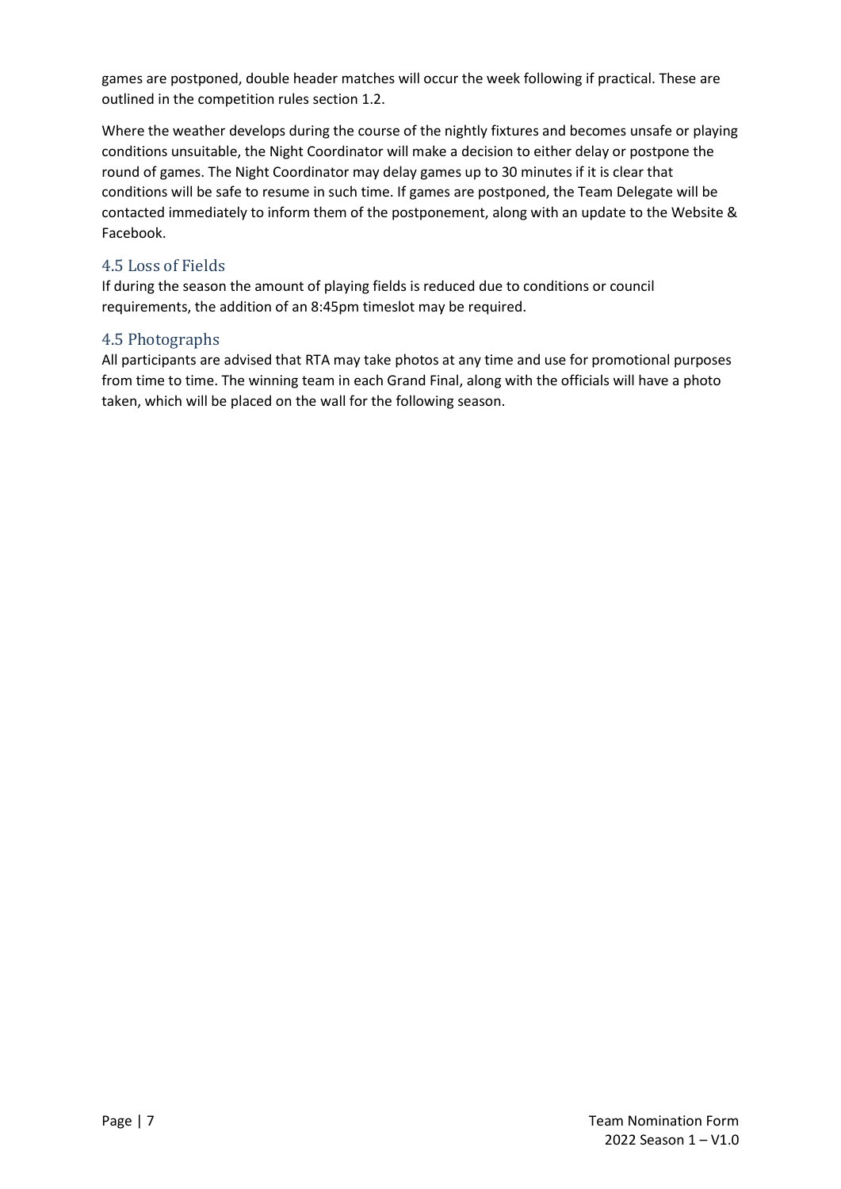games are postponed, double header matches will occur the week following if practical. These are outlined in the competition rules section 1.2.

Where the weather develops during the course of the nightly fixtures and becomes unsafe or playing conditions unsuitable, the Night Coordinator will make a decision to either delay or postpone the round of games. The Night Coordinator may delay games up to 30 minutes if it is clear that conditions will be safe to resume in such time. If games are postponed, the Team Delegate will be contacted immediately to inform them of the postponement, along with an update to the Website & Facebook.

## 4.5 Loss of Fields

If during the season the amount of playing fields is reduced due to conditions or council requirements, the addition of an 8:45pm timeslot may be required.

## 4.5 Photographs

All participants are advised that RTA may take photos at any time and use for promotional purposes from time to time. The winning team in each Grand Final, along with the officials will have a photo taken, which will be placed on the wall for the following season.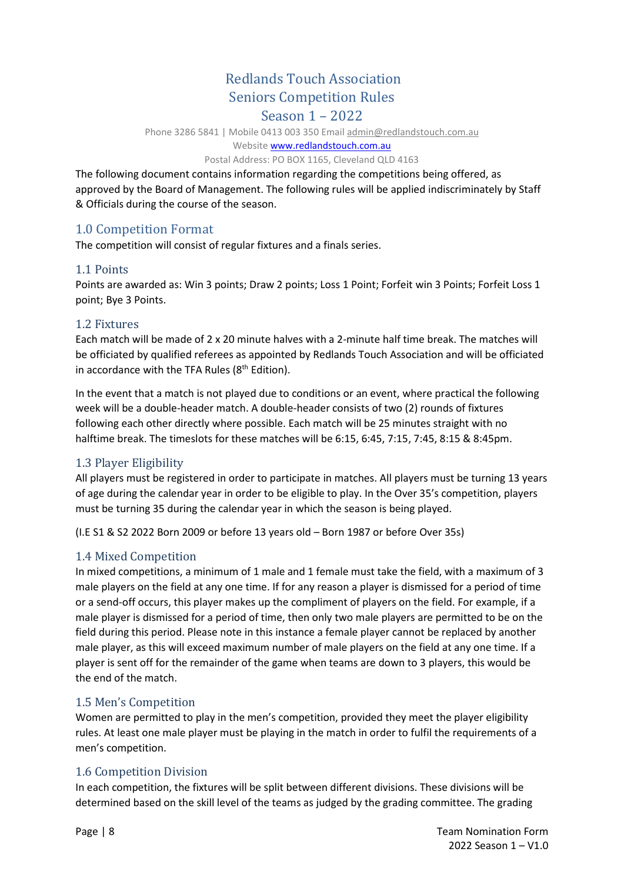# Redlands Touch Association
# Seniors Competition Rules
# Season 1 – 2022

Phone 3286 5841 | Mobile 0413 003 350 Email admin@redlandstouch.com.au
Website www.redlandstouch.com.au
Postal Address: PO BOX 1165, Cleveland QLD 4163

The following document contains information regarding the competitions being offered, as approved by the Board of Management. The following rules will be applied indiscriminately by Staff & Officials during the course of the season.

## 1.0 Competition Format

The competition will consist of regular fixtures and a finals series.

### 1.1 Points

Points are awarded as: Win 3 points; Draw 2 points; Loss 1 Point; Forfeit win 3 Points; Forfeit Loss 1 point; Bye 3 Points.

### 1.2 Fixtures

Each match will be made of 2 x 20 minute halves with a 2-minute half time break. The matches will be officiated by qualified referees as appointed by Redlands Touch Association and will be officiated in accordance with the TFA Rules (8th Edition).

In the event that a match is not played due to conditions or an event, where practical the following week will be a double-header match. A double-header consists of two (2) rounds of fixtures following each other directly where possible. Each match will be 25 minutes straight with no halftime break. The timeslots for these matches will be 6:15, 6:45, 7:15, 7:45, 8:15 & 8:45pm.

### 1.3 Player Eligibility

All players must be registered in order to participate in matches. All players must be turning 13 years of age during the calendar year in order to be eligible to play. In the Over 35's competition, players must be turning 35 during the calendar year in which the season is being played.

(I.E S1 & S2 2022 Born 2009 or before 13 years old – Born 1987 or before Over 35s)

### 1.4 Mixed Competition

In mixed competitions, a minimum of 1 male and 1 female must take the field, with a maximum of 3 male players on the field at any one time. If for any reason a player is dismissed for a period of time or a send-off occurs, this player makes up the compliment of players on the field. For example, if a male player is dismissed for a period of time, then only two male players are permitted to be on the field during this period. Please note in this instance a female player cannot be replaced by another male player, as this will exceed maximum number of male players on the field at any one time. If a player is sent off for the remainder of the game when teams are down to 3 players, this would be the end of the match.

### 1.5 Men's Competition

Women are permitted to play in the men's competition, provided they meet the player eligibility rules. At least one male player must be playing in the match in order to fulfil the requirements of a men's competition.

### 1.6 Competition Division

In each competition, the fixtures will be split between different divisions. These divisions will be determined based on the skill level of the teams as judged by the grading committee. The grading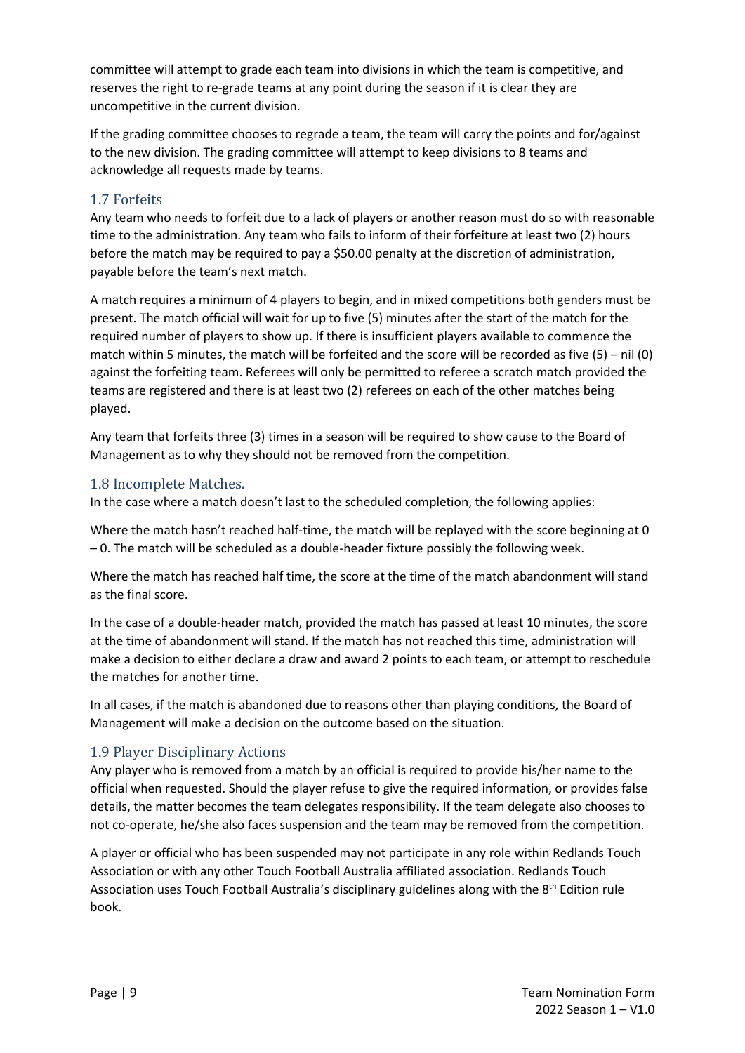committee will attempt to grade each team into divisions in which the team is competitive, and reserves the right to re-grade teams at any point during the season if it is clear they are uncompetitive in the current division.

If the grading committee chooses to regrade a team, the team will carry the points and for/against to the new division. The grading committee will attempt to keep divisions to 8 teams and acknowledge all requests made by teams.

## 1.7 Forfeits

Any team who needs to forfeit due to a lack of players or another reason must do so with reasonable time to the administration. Any team who fails to inform of their forfeiture at least two (2) hours before the match may be required to pay a $50.00 penalty at the discretion of administration, payable before the team's next match.

A match requires a minimum of 4 players to begin, and in mixed competitions both genders must be present. The match official will wait for up to five (5) minutes after the start of the match for the required number of players to show up. If there is insufficient players available to commence the match within 5 minutes, the match will be forfeited and the score will be recorded as five (5) – nil (0) against the forfeiting team. Referees will only be permitted to referee a scratch match provided the teams are registered and there is at least two (2) referees on each of the other matches being played.

Any team that forfeits three (3) times in a season will be required to show cause to the Board of Management as to why they should not be removed from the competition.

## 1.8 Incomplete Matches.

In the case where a match doesn't last to the scheduled completion, the following applies:

Where the match hasn't reached half-time, the match will be replayed with the score beginning at 0 – 0. The match will be scheduled as a double-header fixture possibly the following week.

Where the match has reached half time, the score at the time of the match abandonment will stand as the final score.

In the case of a double-header match, provided the match has passed at least 10 minutes, the score at the time of abandonment will stand. If the match has not reached this time, administration will make a decision to either declare a draw and award 2 points to each team, or attempt to reschedule the matches for another time.

In all cases, if the match is abandoned due to reasons other than playing conditions, the Board of Management will make a decision on the outcome based on the situation.

## 1.9 Player Disciplinary Actions

Any player who is removed from a match by an official is required to provide his/her name to the official when requested. Should the player refuse to give the required information, or provides false details, the matter becomes the team delegates responsibility. If the team delegate also chooses to not co-operate, he/she also faces suspension and the team may be removed from the competition.

A player or official who has been suspended may not participate in any role within Redlands Touch Association or with any other Touch Football Australia affiliated association. Redlands Touch Association uses Touch Football Australia's disciplinary guidelines along with the 8th Edition rule book.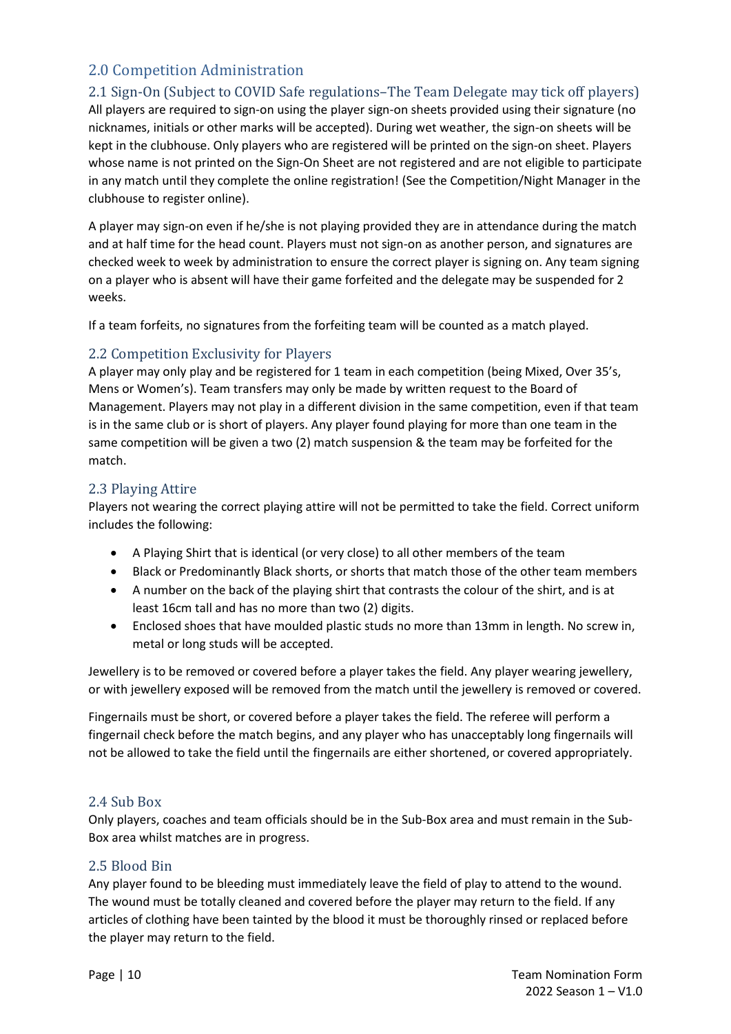## 2.0 Competition Administration

### 2.1 Sign-On (Subject to COVID Safe regulations–The Team Delegate may tick off players)

All players are required to sign-on using the player sign-on sheets provided using their signature (no nicknames, initials or other marks will be accepted). During wet weather, the sign-on sheets will be kept in the clubhouse. Only players who are registered will be printed on the sign-on sheet. Players whose name is not printed on the Sign-On Sheet are not registered and are not eligible to participate in any match until they complete the online registration! (See the Competition/Night Manager in the clubhouse to register online).

A player may sign-on even if he/she is not playing provided they are in attendance during the match and at half time for the head count. Players must not sign-on as another person, and signatures are checked week to week by administration to ensure the correct player is signing on. Any team signing on a player who is absent will have their game forfeited and the delegate may be suspended for 2 weeks.

If a team forfeits, no signatures from the forfeiting team will be counted as a match played.

### 2.2 Competition Exclusivity for Players

A player may only play and be registered for 1 team in each competition (being Mixed, Over 35's, Mens or Women's). Team transfers may only be made by written request to the Board of Management. Players may not play in a different division in the same competition, even if that team is in the same club or is short of players. Any player found playing for more than one team in the same competition will be given a two (2) match suspension & the team may be forfeited for the match.

### 2.3 Playing Attire

Players not wearing the correct playing attire will not be permitted to take the field. Correct uniform includes the following:

- A Playing Shirt that is identical (or very close) to all other members of the team
- Black or Predominantly Black shorts, or shorts that match those of the other team members
- A number on the back of the playing shirt that contrasts the colour of the shirt, and is at least 16cm tall and has no more than two (2) digits.
- Enclosed shoes that have moulded plastic studs no more than 13mm in length. No screw in, metal or long studs will be accepted.

Jewellery is to be removed or covered before a player takes the field. Any player wearing jewellery, or with jewellery exposed will be removed from the match until the jewellery is removed or covered.

Fingernails must be short, or covered before a player takes the field. The referee will perform a fingernail check before the match begins, and any player who has unacceptably long fingernails will not be allowed to take the field until the fingernails are either shortened, or covered appropriately.

### 2.4 Sub Box

Only players, coaches and team officials should be in the Sub-Box area and must remain in the Sub-Box area whilst matches are in progress.

### 2.5 Blood Bin

Any player found to be bleeding must immediately leave the field of play to attend to the wound. The wound must be totally cleaned and covered before the player may return to the field. If any articles of clothing have been tainted by the blood it must be thoroughly rinsed or replaced before the player may return to the field.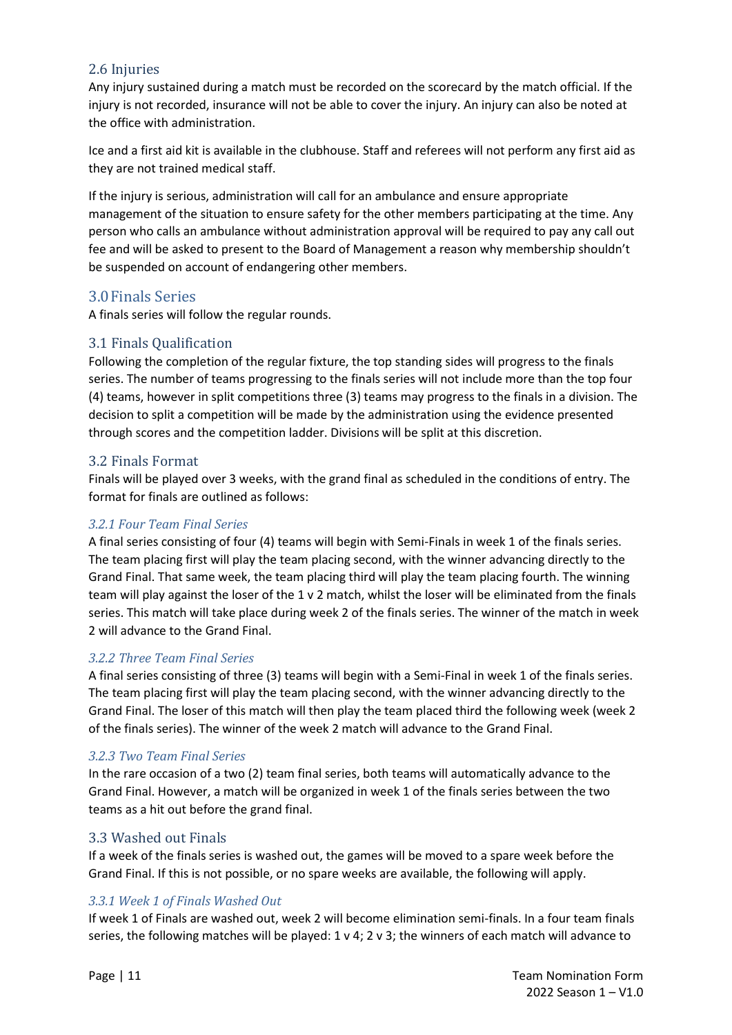## 2.6 Injuries

Any injury sustained during a match must be recorded on the scorecard by the match official. If the injury is not recorded, insurance will not be able to cover the injury. An injury can also be noted at the office with administration.

Ice and a first aid kit is available in the clubhouse. Staff and referees will not perform any first aid as they are not trained medical staff.

If the injury is serious, administration will call for an ambulance and ensure appropriate management of the situation to ensure safety for the other members participating at the time. Any person who calls an ambulance without administration approval will be required to pay any call out fee and will be asked to present to the Board of Management a reason why membership shouldn't be suspended on account of endangering other members.

# 3.0 Finals Series

A finals series will follow the regular rounds.

## 3.1 Finals Qualification

Following the completion of the regular fixture, the top standing sides will progress to the finals series. The number of teams progressing to the finals series will not include more than the top four (4) teams, however in split competitions three (3) teams may progress to the finals in a division. The decision to split a competition will be made by the administration using the evidence presented through scores and the competition ladder. Divisions will be split at this discretion.

## 3.2 Finals Format

Finals will be played over 3 weeks, with the grand final as scheduled in the conditions of entry. The format for finals are outlined as follows:

### *3.2.1 Four Team Final Series*

A final series consisting of four (4) teams will begin with Semi-Finals in week 1 of the finals series. The team placing first will play the team placing second, with the winner advancing directly to the Grand Final. That same week, the team placing third will play the team placing fourth. The winning team will play against the loser of the 1 v 2 match, whilst the loser will be eliminated from the finals series. This match will take place during week 2 of the finals series. The winner of the match in week 2 will advance to the Grand Final.

### *3.2.2 Three Team Final Series*

A final series consisting of three (3) teams will begin with a Semi-Final in week 1 of the finals series. The team placing first will play the team placing second, with the winner advancing directly to the Grand Final. The loser of this match will then play the team placed third the following week (week 2 of the finals series). The winner of the week 2 match will advance to the Grand Final.

### *3.2.3 Two Team Final Series*

In the rare occasion of a two (2) team final series, both teams will automatically advance to the Grand Final. However, a match will be organized in week 1 of the finals series between the two teams as a hit out before the grand final.

## 3.3 Washed out Finals

If a week of the finals series is washed out, the games will be moved to a spare week before the Grand Final. If this is not possible, or no spare weeks are available, the following will apply.

### *3.3.1 Week 1 of Finals Washed Out*

If week 1 of Finals are washed out, week 2 will become elimination semi-finals. In a four team finals series, the following matches will be played: 1 v 4; 2 v 3; the winners of each match will advance to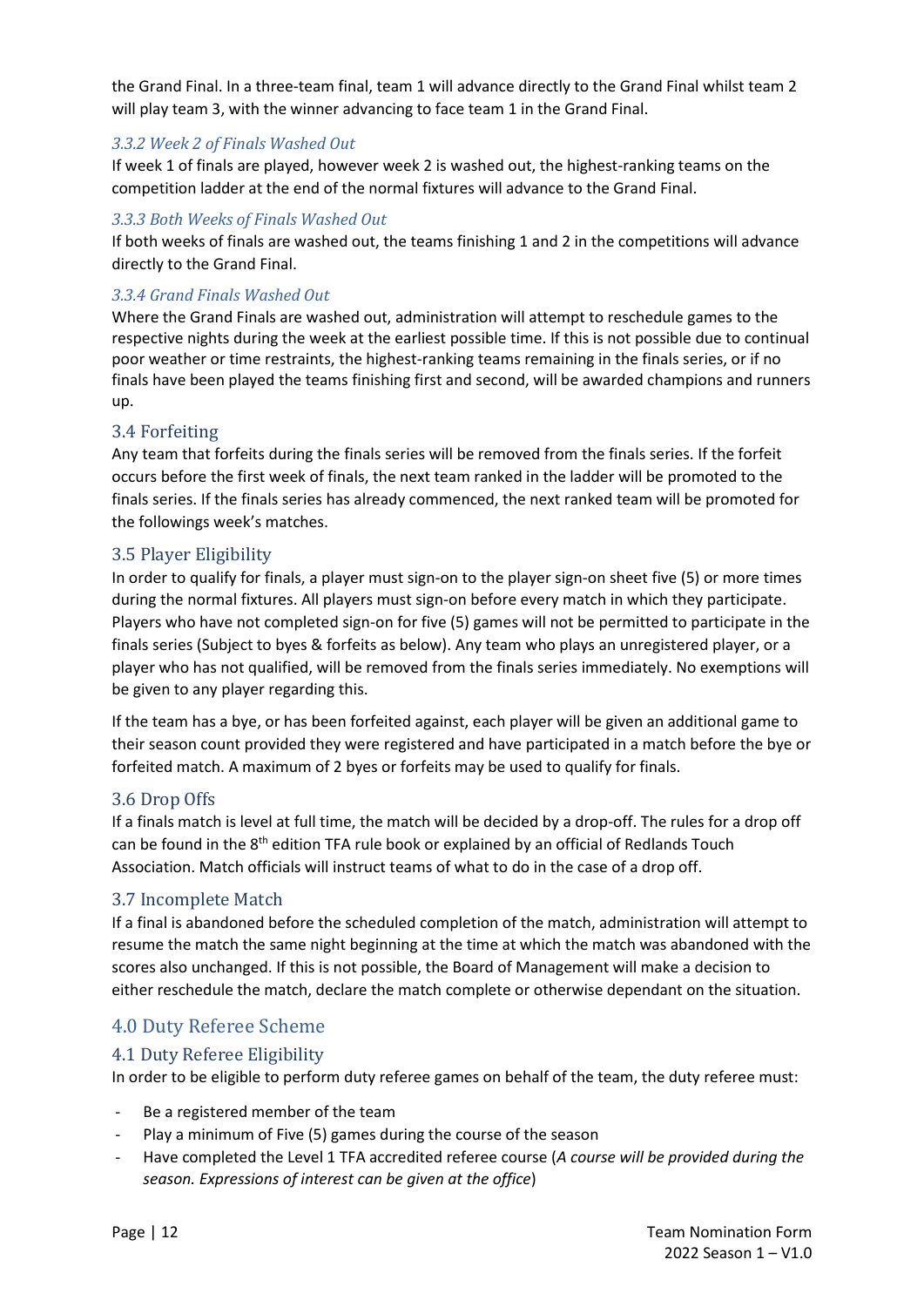the Grand Final. In a three-team final, team 1 will advance directly to the Grand Final whilst team 2 will play team 3, with the winner advancing to face team 1 in the Grand Final.

#### *3.3.2 Week 2 of Finals Washed Out*

If week 1 of finals are played, however week 2 is washed out, the highest-ranking teams on the competition ladder at the end of the normal fixtures will advance to the Grand Final.

#### *3.3.3 Both Weeks of Finals Washed Out*

If both weeks of finals are washed out, the teams finishing 1 and 2 in the competitions will advance directly to the Grand Final.

#### *3.3.4 Grand Finals Washed Out*

Where the Grand Finals are washed out, administration will attempt to reschedule games to the respective nights during the week at the earliest possible time. If this is not possible due to continual poor weather or time restraints, the highest-ranking teams remaining in the finals series, or if no finals have been played the teams finishing first and second, will be awarded champions and runners up.

### 3.4 Forfeiting

Any team that forfeits during the finals series will be removed from the finals series. If the forfeit occurs before the first week of finals, the next team ranked in the ladder will be promoted to the finals series. If the finals series has already commenced, the next ranked team will be promoted for the followings week's matches.

### 3.5 Player Eligibility

In order to qualify for finals, a player must sign-on to the player sign-on sheet five (5) or more times during the normal fixtures. All players must sign-on before every match in which they participate. Players who have not completed sign-on for five (5) games will not be permitted to participate in the finals series (Subject to byes & forfeits as below). Any team who plays an unregistered player, or a player who has not qualified, will be removed from the finals series immediately. No exemptions will be given to any player regarding this.

If the team has a bye, or has been forfeited against, each player will be given an additional game to their season count provided they were registered and have participated in a match before the bye or forfeited match. A maximum of 2 byes or forfeits may be used to qualify for finals.

### 3.6 Drop Offs

If a finals match is level at full time, the match will be decided by a drop-off. The rules for a drop off can be found in the 8th edition TFA rule book or explained by an official of Redlands Touch Association. Match officials will instruct teams of what to do in the case of a drop off.

### 3.7 Incomplete Match

If a final is abandoned before the scheduled completion of the match, administration will attempt to resume the match the same night beginning at the time at which the match was abandoned with the scores also unchanged. If this is not possible, the Board of Management will make a decision to either reschedule the match, declare the match complete or otherwise dependant on the situation.

## 4.0 Duty Referee Scheme

### 4.1 Duty Referee Eligibility

In order to be eligible to perform duty referee games on behalf of the team, the duty referee must:

- Be a registered member of the team
- Play a minimum of Five (5) games during the course of the season
- Have completed the Level 1 TFA accredited referee course (*A course will be provided during the season. Expressions of interest can be given at the office*)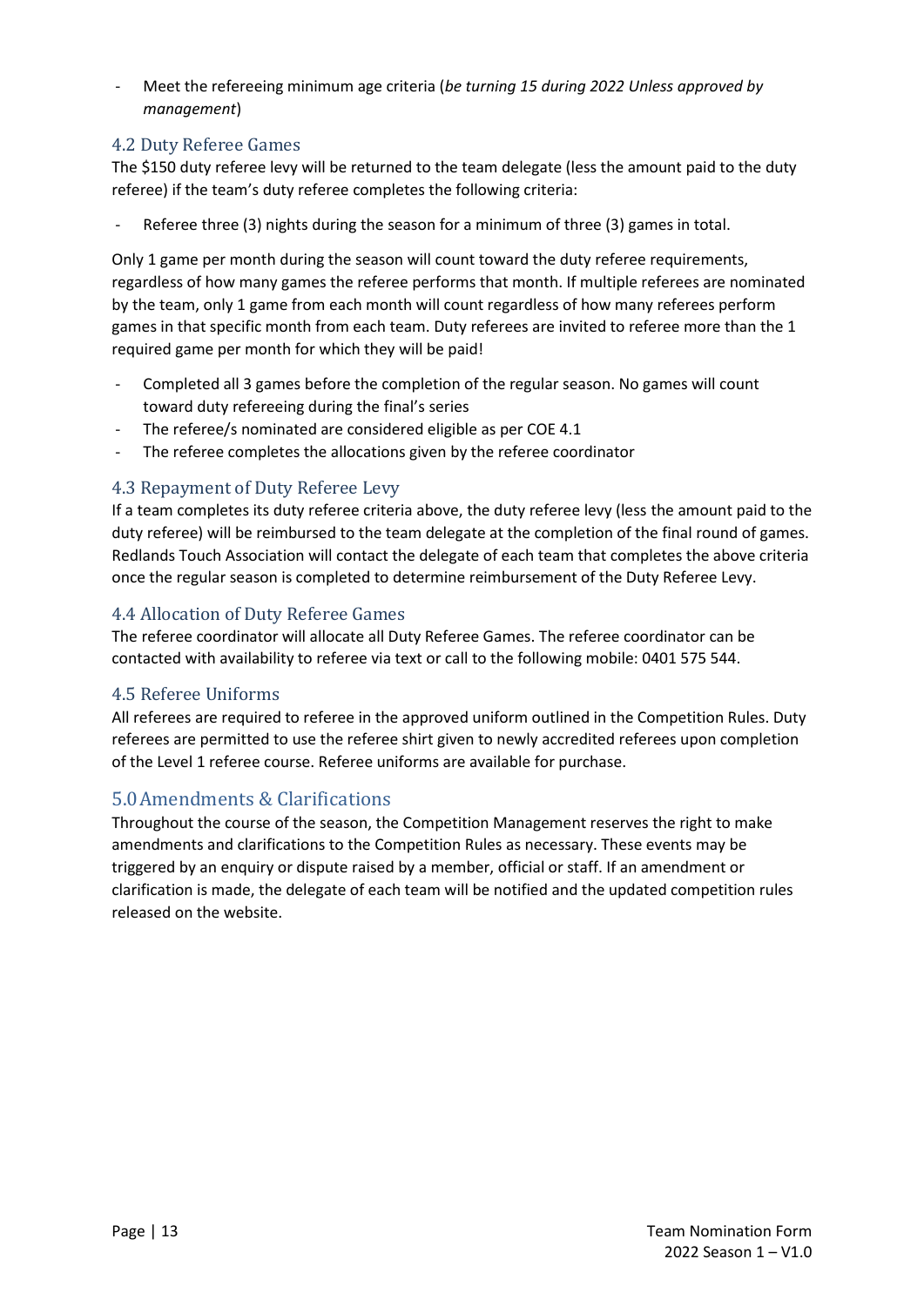- Meet the refereeing minimum age criteria (*be turning 15 during 2022 Unless approved by management*)

### 4.2 Duty Referee Games

The $150 duty referee levy will be returned to the team delegate (less the amount paid to the duty referee) if the team's duty referee completes the following criteria:

- Referee three (3) nights during the season for a minimum of three (3) games in total.

Only 1 game per month during the season will count toward the duty referee requirements, regardless of how many games the referee performs that month. If multiple referees are nominated by the team, only 1 game from each month will count regardless of how many referees perform games in that specific month from each team. Duty referees are invited to referee more than the 1 required game per month for which they will be paid!

- Completed all 3 games before the completion of the regular season. No games will count toward duty refereeing during the final's series
- The referee/s nominated are considered eligible as per COE 4.1
- The referee completes the allocations given by the referee coordinator

### 4.3 Repayment of Duty Referee Levy

If a team completes its duty referee criteria above, the duty referee levy (less the amount paid to the duty referee) will be reimbursed to the team delegate at the completion of the final round of games. Redlands Touch Association will contact the delegate of each team that completes the above criteria once the regular season is completed to determine reimbursement of the Duty Referee Levy.

### 4.4 Allocation of Duty Referee Games

The referee coordinator will allocate all Duty Referee Games. The referee coordinator can be contacted with availability to referee via text or call to the following mobile: 0401 575 544.

### 4.5 Referee Uniforms

All referees are required to referee in the approved uniform outlined in the Competition Rules. Duty referees are permitted to use the referee shirt given to newly accredited referees upon completion of the Level 1 referee course. Referee uniforms are available for purchase.

## 5.0 Amendments & Clarifications

Throughout the course of the season, the Competition Management reserves the right to make amendments and clarifications to the Competition Rules as necessary. These events may be triggered by an enquiry or dispute raised by a member, official or staff. If an amendment or clarification is made, the delegate of each team will be notified and the updated competition rules released on the website.